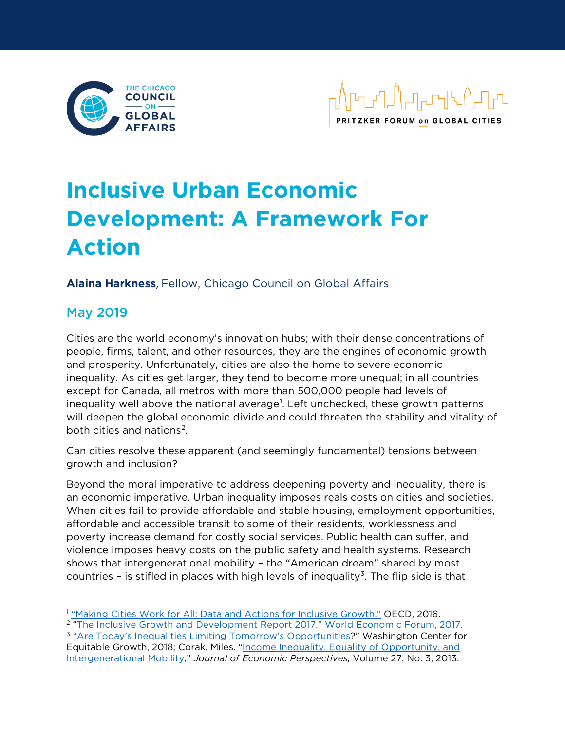# Inclusive Urban Economic Development: A Framework For Action

**Alaina Harkness**, Fellow, Chicago Council on Global Affairs

## May 2019

Cities are the world economy's innovation hubs; with their dense concentrations of people, firms, talent, and other resources, they are the engines of economic growth and prosperity. Unfortunately, cities are also the home to severe economic inequality. As cities get larger, they tend to become more unequal; in all countries except for Canada, all metros with more than 500,000 people had levels of inequality well above the national average[1]. Left unchecked, these growth patterns will deepen the global economic divide and could threaten the stability and vitality of both cities and nations[2].

Can cities resolve these apparent (and seemingly fundamental) tensions between growth and inclusion?

Beyond the moral imperative to address deepening poverty and inequality, there is an economic imperative. Urban inequality imposes reals costs on cities and societies. When cities fail to provide affordable and stable housing, employment opportunities, affordable and accessible transit to some of their residents, worklessness and poverty increase demand for costly social services. Public health can suffer, and violence imposes heavy costs on the public safety and health systems. Research shows that intergenerational mobility – the "American dream" shared by most countries – is stifled in places with high levels of inequality[3]. The flip side is that

[1] "Making Cities Work for All: Data and Actions for Inclusive Growth." OECD, 2016.

[2] "The Inclusive Growth and Development Report 2017." World Economic Forum, 2017.

[3] "Are Today's Inequalities Limiting Tomorrow's Opportunities?" Washington Center for Equitable Growth, 2018; Corak, Miles. "Income Inequality, Equality of Opportunity, and Intergenerational Mobility," *Journal of Economic Perspectives,* Volume 27, No. 3, 2013.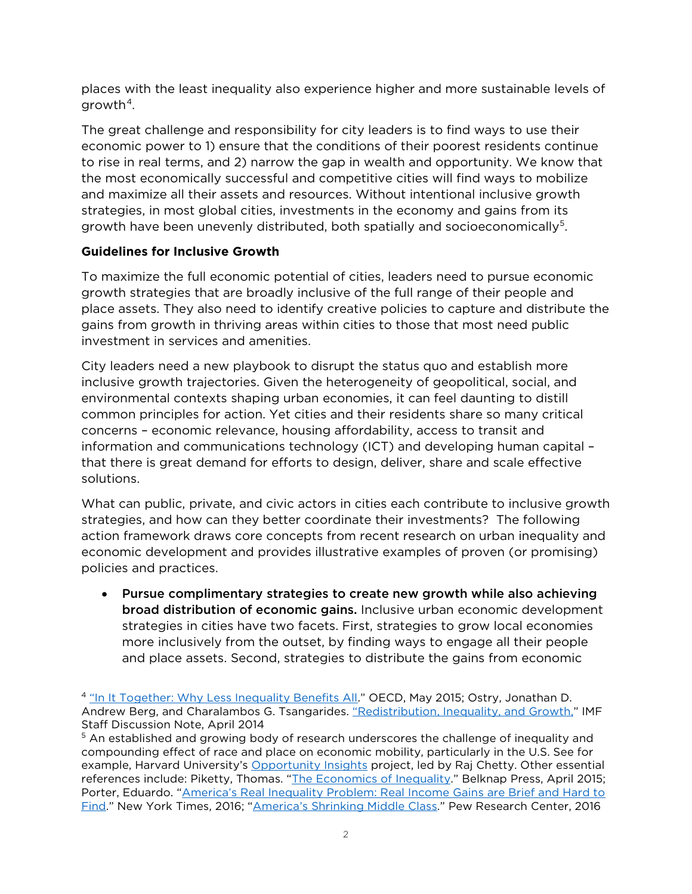places with the least inequality also experience higher and more sustainable levels of growth[4].

The great challenge and responsibility for city leaders is to find ways to use their economic power to 1) ensure that the conditions of their poorest residents continue to rise in real terms, and 2) narrow the gap in wealth and opportunity. We know that the most economically successful and competitive cities will find ways to mobilize and maximize all their assets and resources. Without intentional inclusive growth strategies, in most global cities, investments in the economy and gains from its growth have been unevenly distributed, both spatially and socioeconomically[5].

**Guidelines for Inclusive Growth**

To maximize the full economic potential of cities, leaders need to pursue economic growth strategies that are broadly inclusive of the full range of their people and place assets. They also need to identify creative policies to capture and distribute the gains from growth in thriving areas within cities to those that most need public investment in services and amenities.

City leaders need a new playbook to disrupt the status quo and establish more inclusive growth trajectories. Given the heterogeneity of geopolitical, social, and environmental contexts shaping urban economies, it can feel daunting to distill common principles for action. Yet cities and their residents share so many critical concerns – economic relevance, housing affordability, access to transit and information and communications technology (ICT) and developing human capital – that there is great demand for efforts to design, deliver, share and scale effective solutions.

What can public, private, and civic actors in cities each contribute to inclusive growth strategies, and how can they better coordinate their investments? The following action framework draws core concepts from recent research on urban inequality and economic development and provides illustrative examples of proven (or promising) policies and practices.

- **Pursue complimentary strategies to create new growth while also achieving broad distribution of economic gains.** Inclusive urban economic development strategies in cities have two facets. First, strategies to grow local economies more inclusively from the outset, by finding ways to engage all their people and place assets. Second, strategies to distribute the gains from economic

[4] "In It Together: Why Less Inequality Benefits All." OECD, May 2015; Ostry, Jonathan D. Andrew Berg, and Charalambos G. Tsangarides. "Redistribution, Inequality, and Growth," IMF Staff Discussion Note, April 2014

[5] An established and growing body of research underscores the challenge of inequality and compounding effect of race and place on economic mobility, particularly in the U.S. See for example, Harvard University's Opportunity Insights project, led by Raj Chetty. Other essential references include: Piketty, Thomas. "The Economics of Inequality." Belknap Press, April 2015; Porter, Eduardo. "America's Real Inequality Problem: Real Income Gains are Brief and Hard to Find." New York Times, 2016; "America's Shrinking Middle Class." Pew Research Center, 2016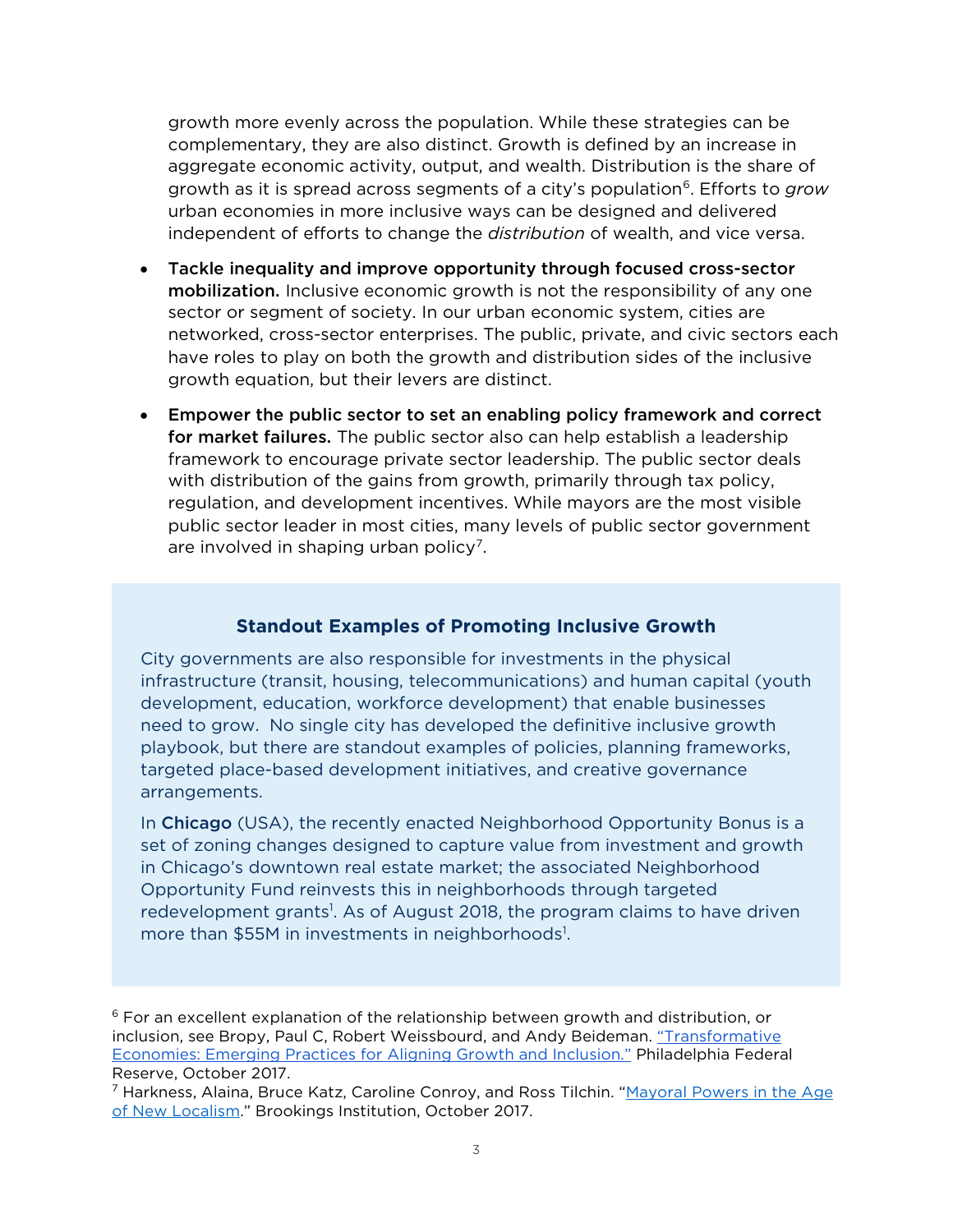growth more evenly across the population. While these strategies can be complementary, they are also distinct. Growth is defined by an increase in aggregate economic activity, output, and wealth. Distribution is the share of growth as it is spread across segments of a city's population[6]. Efforts to *grow* urban economies in more inclusive ways can be designed and delivered independent of efforts to change the *distribution* of wealth, and vice versa.

- **Tackle inequality and improve opportunity through focused cross-sector mobilization.** Inclusive economic growth is not the responsibility of any one sector or segment of society. In our urban economic system, cities are networked, cross-sector enterprises. The public, private, and civic sectors each have roles to play on both the growth and distribution sides of the inclusive growth equation, but their levers are distinct.

- **Empower the public sector to set an enabling policy framework and correct for market failures.** The public sector also can help establish a leadership framework to encourage private sector leadership. The public sector deals with distribution of the gains from growth, primarily through tax policy, regulation, and development incentives. While mayors are the most visible public sector leader in most cities, many levels of public sector government are involved in shaping urban policy[7].

### Standout Examples of Promoting Inclusive Growth

City governments are also responsible for investments in the physical infrastructure (transit, housing, telecommunications) and human capital (youth development, education, workforce development) that enable businesses need to grow. No single city has developed the definitive inclusive growth playbook, but there are standout examples of policies, planning frameworks, targeted place-based development initiatives, and creative governance arrangements.

In **Chicago** (USA), the recently enacted Neighborhood Opportunity Bonus is a set of zoning changes designed to capture value from investment and growth in Chicago's downtown real estate market; the associated Neighborhood Opportunity Fund reinvests this in neighborhoods through targeted redevelopment grants[1]. As of August 2018, the program claims to have driven more than $55M in investments in neighborhoods[1].

---

[6] For an excellent explanation of the relationship between growth and distribution, or inclusion, see Bropy, Paul C, Robert Weissbourd, and Andy Beideman. "Transformative Economies: Emerging Practices for Aligning Growth and Inclusion." Philadelphia Federal Reserve, October 2017.

[7] Harkness, Alaina, Bruce Katz, Caroline Conroy, and Ross Tilchin. "Mayoral Powers in the Age of New Localism." Brookings Institution, October 2017.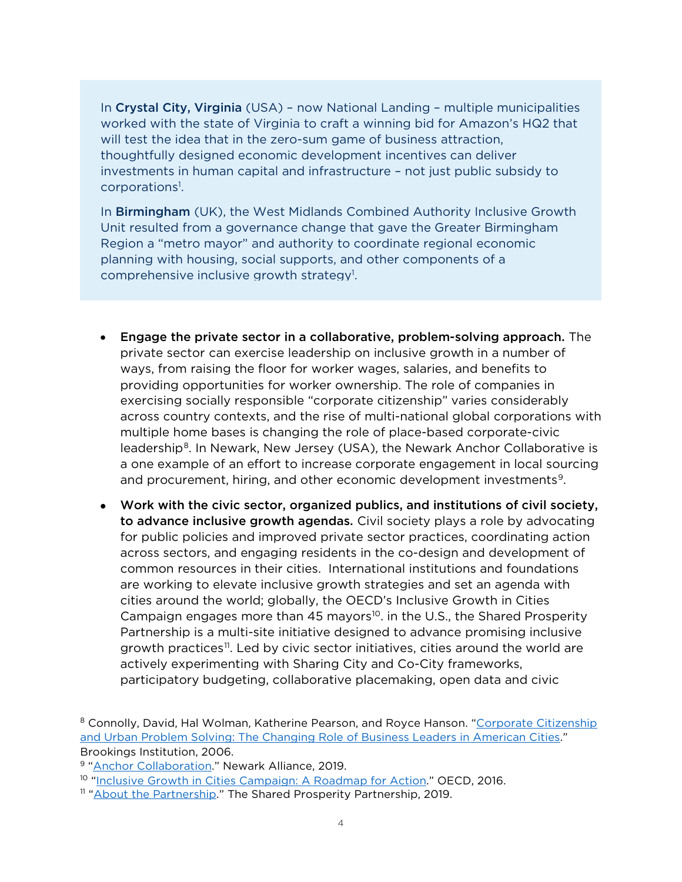In **Crystal City, Virginia** (USA) – now National Landing – multiple municipalities worked with the state of Virginia to craft a winning bid for Amazon's HQ2 that will test the idea that in the zero-sum game of business attraction, thoughtfully designed economic development incentives can deliver investments in human capital and infrastructure – not just public subsidy to corporations[1].

In **Birmingham** (UK), the West Midlands Combined Authority Inclusive Growth Unit resulted from a governance change that gave the Greater Birmingham Region a "metro mayor" and authority to coordinate regional economic planning with housing, social supports, and other components of a comprehensive inclusive growth strategy[1].

- **Engage the private sector in a collaborative, problem-solving approach.** The private sector can exercise leadership on inclusive growth in a number of ways, from raising the floor for worker wages, salaries, and benefits to providing opportunities for worker ownership. The role of companies in exercising socially responsible "corporate citizenship" varies considerably across country contexts, and the rise of multi-national global corporations with multiple home bases is changing the role of place-based corporate-civic leadership[8]. In Newark, New Jersey (USA), the Newark Anchor Collaborative is a one example of an effort to increase corporate engagement in local sourcing and procurement, hiring, and other economic development investments[9].
- **Work with the civic sector, organized publics, and institutions of civil society, to advance inclusive growth agendas.** Civil society plays a role by advocating for public policies and improved private sector practices, coordinating action across sectors, and engaging residents in the co-design and development of common resources in their cities. International institutions and foundations are working to elevate inclusive growth strategies and set an agenda with cities around the world; globally, the OECD's Inclusive Growth in Cities Campaign engages more than 45 mayors[10]. in the U.S., the Shared Prosperity Partnership is a multi-site initiative designed to advance promising inclusive growth practices[11]. Led by civic sector initiatives, cities around the world are actively experimenting with Sharing City and Co-City frameworks, participatory budgeting, collaborative placemaking, open data and civic

[8] Connolly, David, Hal Wolman, Katherine Pearson, and Royce Hanson. "Corporate Citizenship and Urban Problem Solving: The Changing Role of Business Leaders in American Cities." Brookings Institution, 2006.

[9] "Anchor Collaboration." Newark Alliance, 2019.

[10] "Inclusive Growth in Cities Campaign: A Roadmap for Action." OECD, 2016.

[11] "About the Partnership." The Shared Prosperity Partnership, 2019.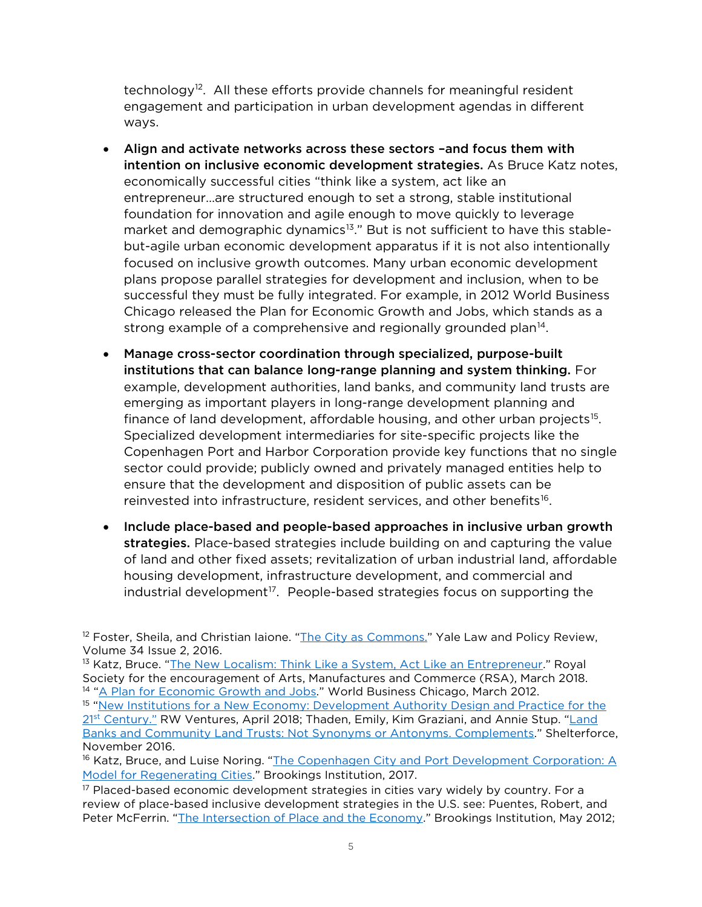technology[12]. All these efforts provide channels for meaningful resident engagement and participation in urban development agendas in different ways.

- **Align and activate networks across these sectors –and focus them with intention on inclusive economic development strategies.** As Bruce Katz notes, economically successful cities "think like a system, act like an entrepreneur…are structured enough to set a strong, stable institutional foundation for innovation and agile enough to move quickly to leverage market and demographic dynamics[13]." But is not sufficient to have this stable-but-agile urban economic development apparatus if it is not also intentionally focused on inclusive growth outcomes. Many urban economic development plans propose parallel strategies for development and inclusion, when to be successful they must be fully integrated. For example, in 2012 World Business Chicago released the Plan for Economic Growth and Jobs, which stands as a strong example of a comprehensive and regionally grounded plan[14].

- **Manage cross-sector coordination through specialized, purpose-built institutions that can balance long-range planning and system thinking.** For example, development authorities, land banks, and community land trusts are emerging as important players in long-range development planning and finance of land development, affordable housing, and other urban projects[15]. Specialized development intermediaries for site-specific projects like the Copenhagen Port and Harbor Corporation provide key functions that no single sector could provide; publicly owned and privately managed entities help to ensure that the development and disposition of public assets can be reinvested into infrastructure, resident services, and other benefits[16].

- **Include place-based and people-based approaches in inclusive urban growth strategies.** Place-based strategies include building on and capturing the value of land and other fixed assets; revitalization of urban industrial land, affordable housing development, infrastructure development, and commercial and industrial development[17]. People-based strategies focus on supporting the

---

[12] Foster, Sheila, and Christian Iaione. "The City as Commons." Yale Law and Policy Review, Volume 34 Issue 2, 2016.

[13] Katz, Bruce. "The New Localism: Think Like a System, Act Like an Entrepreneur." Royal Society for the encouragement of Arts, Manufactures and Commerce (RSA), March 2018.

[14] "A Plan for Economic Growth and Jobs." World Business Chicago, March 2012.

[15] "New Institutions for a New Economy: Development Authority Design and Practice for the 21st Century." RW Ventures, April 2018; Thaden, Emily, Kim Graziani, and Annie Stup. "Land Banks and Community Land Trusts: Not Synonyms or Antonyms. Complements." Shelterforce, November 2016.

[16] Katz, Bruce, and Luise Noring. "The Copenhagen City and Port Development Corporation: A Model for Regenerating Cities." Brookings Institution, 2017.

[17] Placed-based economic development strategies in cities vary widely by country. For a review of place-based inclusive development strategies in the U.S. see: Puentes, Robert, and Peter McFerrin. "The Intersection of Place and the Economy." Brookings Institution, May 2012;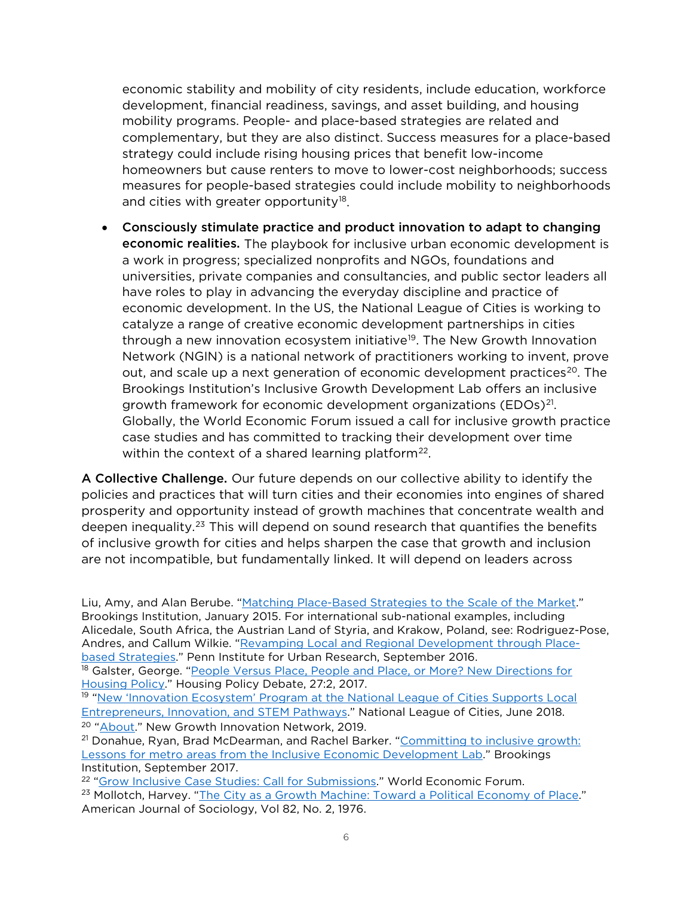economic stability and mobility of city residents, include education, workforce development, financial readiness, savings, and asset building, and housing mobility programs. People- and place-based strategies are related and complementary, but they are also distinct. Success measures for a place-based strategy could include rising housing prices that benefit low-income homeowners but cause renters to move to lower-cost neighborhoods; success measures for people-based strategies could include mobility to neighborhoods and cities with greater opportunity[18].

- **Consciously stimulate practice and product innovation to adapt to changing economic realities.** The playbook for inclusive urban economic development is a work in progress; specialized nonprofits and NGOs, foundations and universities, private companies and consultancies, and public sector leaders all have roles to play in advancing the everyday discipline and practice of economic development. In the US, the National League of Cities is working to catalyze a range of creative economic development partnerships in cities through a new innovation ecosystem initiative[19]. The New Growth Innovation Network (NGIN) is a national network of practitioners working to invent, prove out, and scale up a next generation of economic development practices[20]. The Brookings Institution's Inclusive Growth Development Lab offers an inclusive growth framework for economic development organizations (EDOs)[21]. Globally, the World Economic Forum issued a call for inclusive growth practice case studies and has committed to tracking their development over time within the context of a shared learning platform[22].

**A Collective Challenge.** Our future depends on our collective ability to identify the policies and practices that will turn cities and their economies into engines of shared prosperity and opportunity instead of growth machines that concentrate wealth and deepen inequality.[23] This will depend on sound research that quantifies the benefits of inclusive growth for cities and helps sharpen the case that growth and inclusion are not incompatible, but fundamentally linked. It will depend on leaders across

---

Liu, Amy, and Alan Berube. "Matching Place-Based Strategies to the Scale of the Market." Brookings Institution, January 2015. For international sub-national examples, including Alicedale, South Africa, the Austrian Land of Styria, and Krakow, Poland, see: Rodriguez-Pose, Andres, and Callum Wilkie. "Revamping Local and Regional Development through Place-based Strategies." Penn Institute for Urban Research, September 2016.

[18] Galster, George. "People Versus Place, People and Place, or More? New Directions for Housing Policy." Housing Policy Debate, 27:2, 2017.

[19] "New 'Innovation Ecosystem' Program at the National League of Cities Supports Local Entrepreneurs, Innovation, and STEM Pathways." National League of Cities, June 2018.

[20] "About." New Growth Innovation Network, 2019.

[21] Donahue, Ryan, Brad McDearman, and Rachel Barker. "Committing to inclusive growth: Lessons for metro areas from the Inclusive Economic Development Lab." Brookings Institution, September 2017.

[22] "Grow Inclusive Case Studies: Call for Submissions." World Economic Forum.

[23] Mollotch, Harvey. "The City as a Growth Machine: Toward a Political Economy of Place." American Journal of Sociology, Vol 82, No. 2, 1976.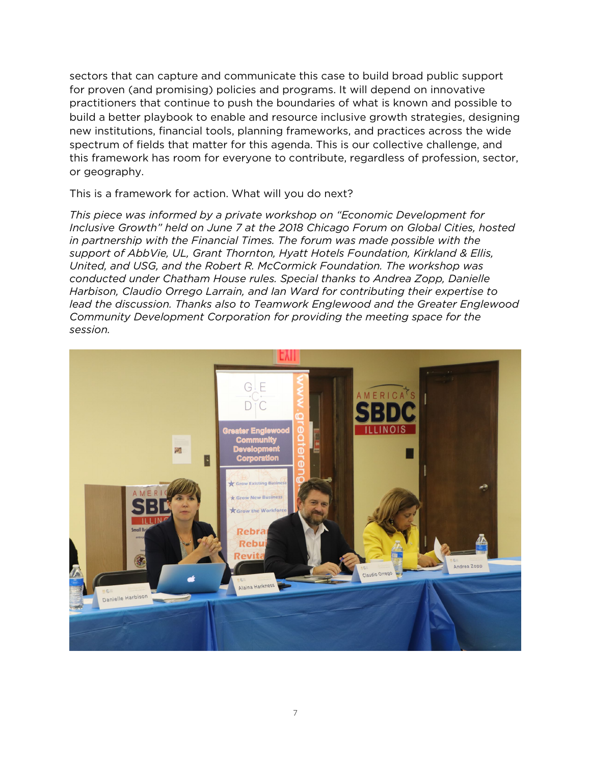sectors that can capture and communicate this case to build broad public support for proven (and promising) policies and programs. It will depend on innovative practitioners that continue to push the boundaries of what is known and possible to build a better playbook to enable and resource inclusive growth strategies, designing new institutions, financial tools, planning frameworks, and practices across the wide spectrum of fields that matter for this agenda. This is our collective challenge, and this framework has room for everyone to contribute, regardless of profession, sector, or geography.

This is a framework for action. What will you do next?

*This piece was informed by a private workshop on "Economic Development for Inclusive Growth" held on June 7 at the 2018 Chicago Forum on Global Cities, hosted in partnership with the Financial Times. The forum was made possible with the support of AbbVie, UL, Grant Thornton, Hyatt Hotels Foundation, Kirkland & Ellis, United, and USG, and the Robert R. McCormick Foundation. The workshop was conducted under Chatham House rules. Special thanks to Andrea Zopp, Danielle Harbison, Claudio Orrego Larrain, and Ian Ward for contributing their expertise to lead the discussion. Thanks also to Teamwork Englewood and the Greater Englewood Community Development Corporation for providing the meeting space for the session.*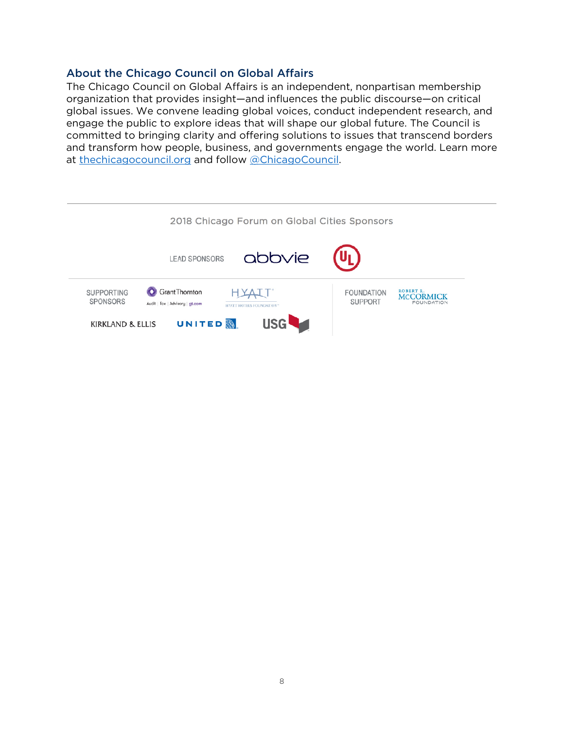## About the Chicago Council on Global Affairs

The Chicago Council on Global Affairs is an independent, nonpartisan membership organization that provides insight—and influences the public discourse—on critical global issues. We convene leading global voices, conduct independent research, and engage the public to explore ideas that will shape our global future. The Council is committed to bringing clarity and offering solutions to issues that transcend borders and transform how people, business, and governments engage the world. Learn more at thechicagocouncil.org and follow @ChicagoCouncil.

2018 Chicago Forum on Global Cities Sponsors

LEAD SPONSORS

abbvie

UL

SUPPORTING SPONSORS

Grant Thornton — Audit | Tax | Advisory | gt.com

HYATT — HYATT HOTELS FOUNDATION

KIRKLAND & ELLIS

UNITED

USG

FOUNDATION SUPPORT

ROBERT R. McCORMICK FOUNDATION